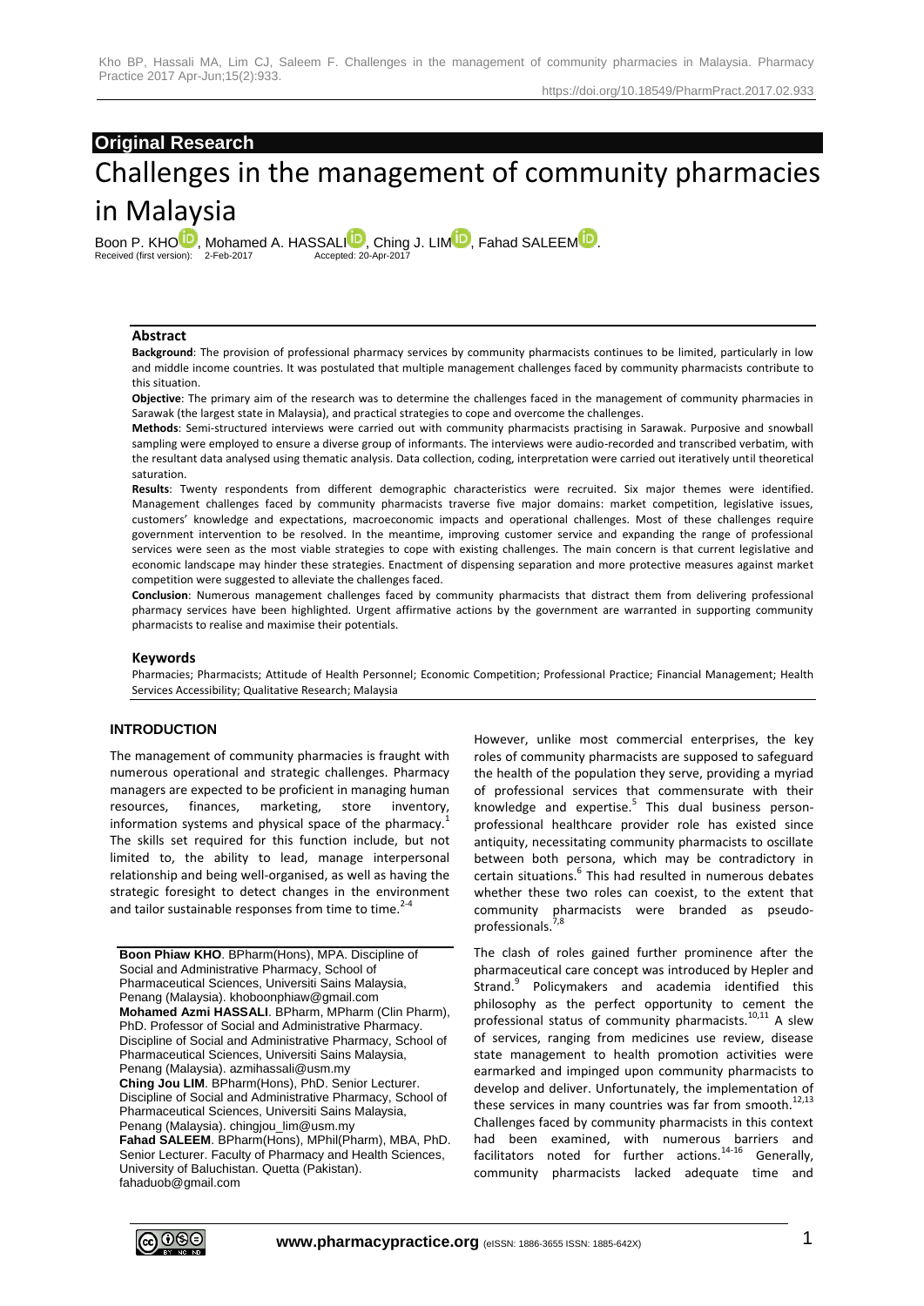**Original Research**

# Challenges in the management of community pharmacies in Malaysia

Boon P. KHO, Mohamed A. HASSALI, Ching J. LIM, Fahad SALEEM.

Received (first version): 2-Feb-2017 Accepted: 20-Apr-2017

## Abstract

**Background**: The provision of professional pharmacy services by community pharmacists continues to be limited, particularly in low and middle income countries. It was postulated that multiple management challenges faced by community pharmacists contribute to this situation.

**Objective**: The primary aim of the research was to determine the challenges faced in the management of community pharmacies in Sarawak (the largest state in Malaysia), and practical strategies to cope and overcome the challenges.

**Methods**: Semi-structured interviews were carried out with community pharmacists practising in Sarawak. Purposive and snowball sampling were employed to ensure a diverse group of informants. The interviews were audio-recorded and transcribed verbatim, with the resultant data analysed using thematic analysis. Data collection, coding, interpretation were carried out iteratively until theoretical saturation.

**Results**: Twenty respondents from different demographic characteristics were recruited. Six major themes were identified. Management challenges faced by community pharmacists traverse five major domains: market competition, legislative issues, customers' knowledge and expectations, macroeconomic impacts and operational challenges. Most of these challenges require government intervention to be resolved. In the meantime, improving customer service and expanding the range of professional services were seen as the most viable strategies to cope with existing challenges. The main concern is that current legislative and economic landscape may hinder these strategies. Enactment of dispensing separation and more protective measures against market competition were suggested to alleviate the challenges faced.

**Conclusion**: Numerous management challenges faced by community pharmacists that distract them from delivering professional pharmacy services have been highlighted. Urgent affirmative actions by the government are warranted in supporting community pharmacists to realise and maximise their potentials.

## Keywords

Pharmacies; Pharmacists; Attitude of Health Personnel; Economic Competition; Professional Practice; Financial Management; Health Services Accessibility; Qualitative Research; Malaysia

## INTRODUCTION

The management of community pharmacies is fraught with numerous operational and strategic challenges. Pharmacy managers are expected to be proficient in managing human resources, finances, marketing, store inventory, information systems and physical space of the pharmacy.[1] The skills set required for this function include, but not limited to, the ability to lead, manage interpersonal relationship and being well-organised, as well as having the strategic foresight to detect changes in the environment and tailor sustainable responses from time to time.[2-4]

**Boon Phiaw KHO**. BPharm(Hons), MPA. Discipline of Social and Administrative Pharmacy, School of Pharmaceutical Sciences, Universiti Sains Malaysia, Penang (Malaysia). khoboonphiaw@gmail.com
**Mohamed Azmi HASSALI**. BPharm, MPharm (Clin Pharm), PhD. Professor of Social and Administrative Pharmacy. Discipline of Social and Administrative Pharmacy, School of Pharmaceutical Sciences, Universiti Sains Malaysia, Penang (Malaysia). azmihassali@usm.my
**Ching Jou LIM**. BPharm(Hons), PhD. Senior Lecturer. Discipline of Social and Administrative Pharmacy, School of Pharmaceutical Sciences, Universiti Sains Malaysia, Penang (Malaysia). chingjou_lim@usm.my
**Fahad SALEEM**. BPharm(Hons), MPhil(Pharm), MBA, PhD. Senior Lecturer. Faculty of Pharmacy and Health Sciences, University of Baluchistan. Quetta (Pakistan). fahaduob@gmail.com

However, unlike most commercial enterprises, the key roles of community pharmacists are supposed to safeguard the health of the population they serve, providing a myriad of professional services that commensurate with their knowledge and expertise.[5] This dual business person-professional healthcare provider role has existed since antiquity, necessitating community pharmacists to oscillate between both persona, which may be contradictory in certain situations.[6] This had resulted in numerous debates whether these two roles can coexist, to the extent that community pharmacists were branded as pseudo-professionals.[7,8]

The clash of roles gained further prominence after the pharmaceutical care concept was introduced by Hepler and Strand.[9] Policymakers and academia identified this philosophy as the perfect opportunity to cement the professional status of community pharmacists.[10,11] A slew of services, ranging from medicines use review, disease state management to health promotion activities were earmarked and impinged upon community pharmacists to develop and deliver. Unfortunately, the implementation of these services in many countries was far from smooth.[12,13] Challenges faced by community pharmacists in this context had been examined, with numerous barriers and facilitators noted for further actions.[14-16] Generally, community pharmacists lacked adequate time and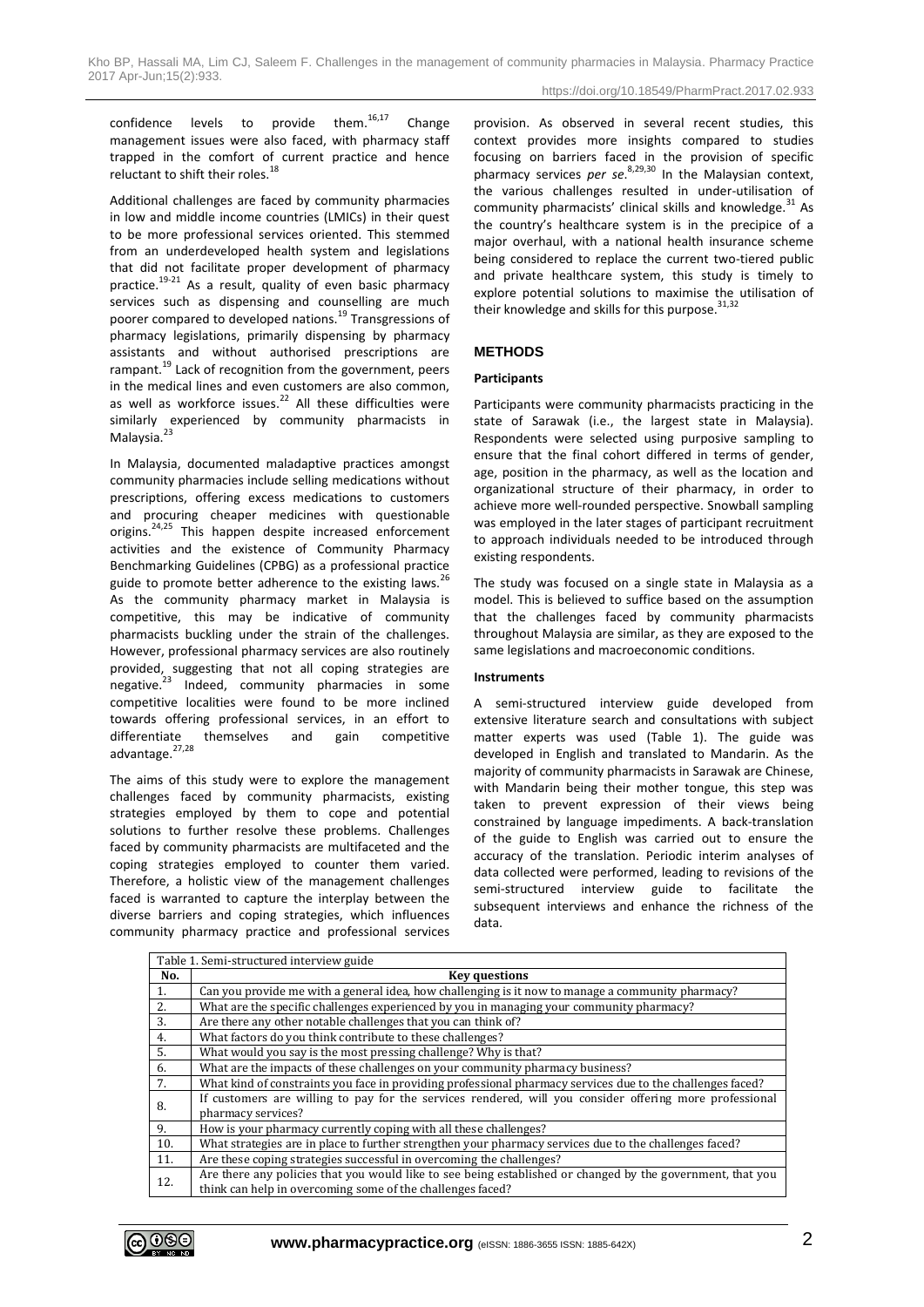confidence levels to provide them.[16,17] Change management issues were also faced, with pharmacy staff trapped in the comfort of current practice and hence reluctant to shift their roles.[18]

Additional challenges are faced by community pharmacies in low and middle income countries (LMICs) in their quest to be more professional services oriented. This stemmed from an underdeveloped health system and legislations that did not facilitate proper development of pharmacy practice.[19-21] As a result, quality of even basic pharmacy services such as dispensing and counselling are much poorer compared to developed nations.[19] Transgressions of pharmacy legislations, primarily dispensing by pharmacy assistants and without authorised prescriptions are rampant.[19] Lack of recognition from the government, peers in the medical lines and even customers are also common, as well as workforce issues.[22] All these difficulties were similarly experienced by community pharmacists in Malaysia.[23]

In Malaysia, documented maladaptive practices amongst community pharmacies include selling medications without prescriptions, offering excess medications to customers and procuring cheaper medicines with questionable origins.[24,25] This happen despite increased enforcement activities and the existence of Community Pharmacy Benchmarking Guidelines (CPBG) as a professional practice guide to promote better adherence to the existing laws.[26] As the community pharmacy market in Malaysia is competitive, this may be indicative of community pharmacists buckling under the strain of the challenges. However, professional pharmacy services are also routinely provided, suggesting that not all coping strategies are negative.[23] Indeed, community pharmacies in some competitive localities were found to be more inclined towards offering professional services, in an effort to differentiate themselves and gain competitive advantage.[27,28]

The aims of this study were to explore the management challenges faced by community pharmacists, existing strategies employed by them to cope and potential solutions to further resolve these problems. Challenges faced by community pharmacists are multifaceted and the coping strategies employed to counter them varied. Therefore, a holistic view of the management challenges faced is warranted to capture the interplay between the diverse barriers and coping strategies, which influences community pharmacy practice and professional services provision. As observed in several recent studies, this context provides more insights compared to studies focusing on barriers faced in the provision of specific pharmacy services *per se*.[8,29,30] In the Malaysian context, the various challenges resulted in under-utilisation of community pharmacists' clinical skills and knowledge.[31] As the country's healthcare system is in the precipice of a major overhaul, with a national health insurance scheme being considered to replace the current two-tiered public and private healthcare system, this study is timely to explore potential solutions to maximise the utilisation of their knowledge and skills for this purpose.[31,32]

## METHODS

### Participants

Participants were community pharmacists practicing in the state of Sarawak (i.e., the largest state in Malaysia). Respondents were selected using purposive sampling to ensure that the final cohort differed in terms of gender, age, position in the pharmacy, as well as the location and organizational structure of their pharmacy, in order to achieve more well-rounded perspective. Snowball sampling was employed in the later stages of participant recruitment to approach individuals needed to be introduced through existing respondents.

The study was focused on a single state in Malaysia as a model. This is believed to suffice based on the assumption that the challenges faced by community pharmacists throughout Malaysia are similar, as they are exposed to the same legislations and macroeconomic conditions.

### Instruments

A semi-structured interview guide developed from extensive literature search and consultations with subject matter experts was used (Table 1). The guide was developed in English and translated to Mandarin. As the majority of community pharmacists in Sarawak are Chinese, with Mandarin being their mother tongue, this step was taken to prevent expression of their views being constrained by language impediments. A back-translation of the guide to English was carried out to ensure the accuracy of the translation. Periodic interim analyses of data collected were performed, leading to revisions of the semi-structured interview guide to facilitate the subsequent interviews and enhance the richness of the data.

Table 1. Semi-structured interview guide

| No. | Key questions |
|---|---|
| 1. | Can you provide me with a general idea, how challenging is it now to manage a community pharmacy? |
| 2. | What are the specific challenges experienced by you in managing your community pharmacy? |
| 3. | Are there any other notable challenges that you can think of? |
| 4. | What factors do you think contribute to these challenges? |
| 5. | What would you say is the most pressing challenge? Why is that? |
| 6. | What are the impacts of these challenges on your community pharmacy business? |
| 7. | What kind of constraints you face in providing professional pharmacy services due to the challenges faced? |
| 8. | If customers are willing to pay for the services rendered, will you consider offering more professional pharmacy services? |
| 9. | How is your pharmacy currently coping with all these challenges? |
| 10. | What strategies are in place to further strengthen your pharmacy services due to the challenges faced? |
| 11. | Are these coping strategies successful in overcoming the challenges? |
| 12. | Are there any policies that you would like to see being established or changed by the government, that you think can help in overcoming some of the challenges faced? |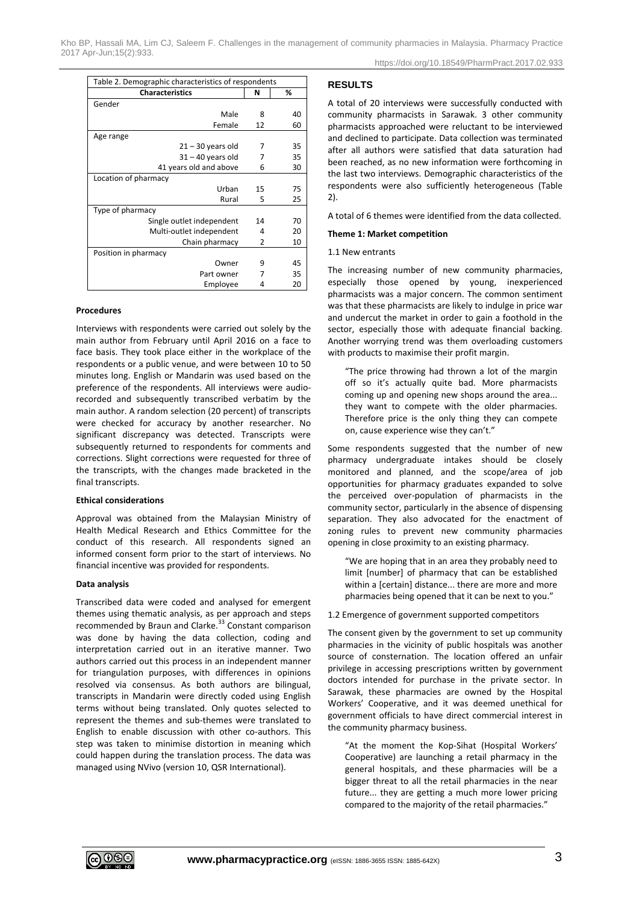Table 2. Demographic characteristics of respondents

| Characteristics | N | % |
|---|---|---|
| Gender | | |
| Male | 8 | 40 |
| Female | 12 | 60 |
| Age range | | |
| 21 – 30 years old | 7 | 35 |
| 31 – 40 years old | 7 | 35 |
| 41 years old and above | 6 | 30 |
| Location of pharmacy | | |
| Urban | 15 | 75 |
| Rural | 5 | 25 |
| Type of pharmacy | | |
| Single outlet independent | 14 | 70 |
| Multi-outlet independent | 4 | 20 |
| Chain pharmacy | 2 | 10 |
| Position in pharmacy | | |
| Owner | 9 | 45 |
| Part owner | 7 | 35 |
| Employee | 4 | 20 |

**Procedures**

Interviews with respondents were carried out solely by the main author from February until April 2016 on a face to face basis. They took place either in the workplace of the respondents or a public venue, and were between 10 to 50 minutes long. English or Mandarin was used based on the preference of the respondents. All interviews were audio-recorded and subsequently transcribed verbatim by the main author. A random selection (20 percent) of transcripts were checked for accuracy by another researcher. No significant discrepancy was detected. Transcripts were subsequently returned to respondents for comments and corrections. Slight corrections were requested for three of the transcripts, with the changes made bracketed in the final transcripts.

**Ethical considerations**

Approval was obtained from the Malaysian Ministry of Health Medical Research and Ethics Committee for the conduct of this research. All respondents signed an informed consent form prior to the start of interviews. No financial incentive was provided for respondents.

**Data analysis**

Transcribed data were coded and analysed for emergent themes using thematic analysis, as per approach and steps recommended by Braun and Clarke.[33] Constant comparison was done by having the data collection, coding and interpretation carried out in an iterative manner. Two authors carried out this process in an independent manner for triangulation purposes, with differences in opinions resolved via consensus. As both authors are bilingual, transcripts in Mandarin were directly coded using English terms without being translated. Only quotes selected to represent the themes and sub-themes were translated to English to enable discussion with other co-authors. This step was taken to minimise distortion in meaning which could happen during the translation process. The data was managed using NVivo (version 10, QSR International).

## RESULTS

A total of 20 interviews were successfully conducted with community pharmacists in Sarawak. 3 other community pharmacists approached were reluctant to be interviewed and declined to participate. Data collection was terminated after all authors were satisfied that data saturation had been reached, as no new information were forthcoming in the last two interviews. Demographic characteristics of the respondents were also sufficiently heterogeneous (Table 2).

A total of 6 themes were identified from the data collected.

**Theme 1: Market competition**

1.1 New entrants

The increasing number of new community pharmacies, especially those opened by young, inexperienced pharmacists was a major concern. The common sentiment was that these pharmacists are likely to indulge in price war and undercut the market in order to gain a foothold in the sector, especially those with adequate financial backing. Another worrying trend was them overloading customers with products to maximise their profit margin.

> "The price throwing had thrown a lot of the margin off so it's actually quite bad. More pharmacists coming up and opening new shops around the area... they want to compete with the older pharmacies. Therefore price is the only thing they can compete on, cause experience wise they can't."

Some respondents suggested that the number of new pharmacy undergraduate intakes should be closely monitored and planned, and the scope/area of job opportunities for pharmacy graduates expanded to solve the perceived over-population of pharmacists in the community sector, particularly in the absence of dispensing separation. They also advocated for the enactment of zoning rules to prevent new community pharmacies opening in close proximity to an existing pharmacy.

> "We are hoping that in an area they probably need to limit [number] of pharmacy that can be established within a [certain] distance... there are more and more pharmacies being opened that it can be next to you."

1.2 Emergence of government supported competitors

The consent given by the government to set up community pharmacies in the vicinity of public hospitals was another source of consternation. The location offered an unfair privilege in accessing prescriptions written by government doctors intended for purchase in the private sector. In Sarawak, these pharmacies are owned by the Hospital Workers' Cooperative, and it was deemed unethical for government officials to have direct commercial interest in the community pharmacy business.

> "At the moment the Kop-Sihat (Hospital Workers' Cooperative) are launching a retail pharmacy in the general hospitals, and these pharmacies will be a bigger threat to all the retail pharmacies in the near future... they are getting a much more lower pricing compared to the majority of the retail pharmacies."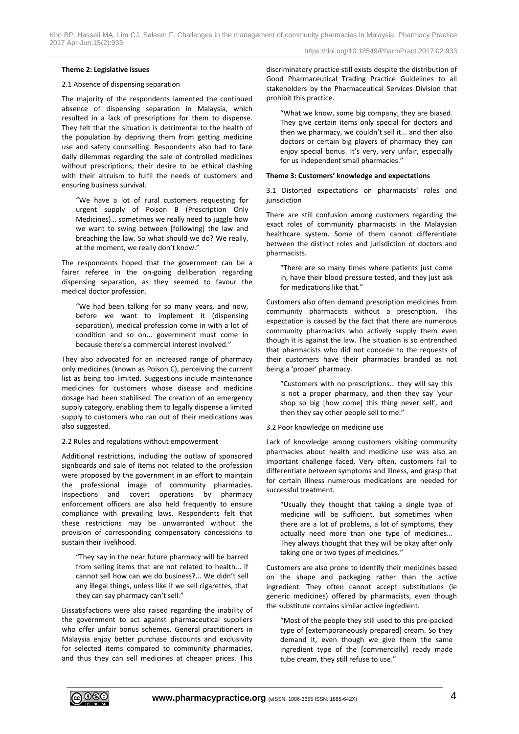**Theme 2: Legislative issues**

2.1 Absence of dispensing separation

The majority of the respondents lamented the continued absence of dispensing separation in Malaysia, which resulted in a lack of prescriptions for them to dispense. They felt that the situation is detrimental to the health of the population by depriving them from getting medicine use and safety counselling. Respondents also had to face daily dilemmas regarding the sale of controlled medicines without prescriptions; their desire to be ethical clashing with their altruism to fulfil the needs of customers and ensuring business survival.

> "We have a lot of rural customers requesting for urgent supply of Poison B (Prescription Only Medicines)… sometimes we really need to juggle how we want to swing between [following] the law and breaching the law. So what should we do? We really, at the moment, we really don't know."

The respondents hoped that the government can be a fairer referee in the on-going deliberation regarding dispensing separation, as they seemed to favour the medical doctor profession.

> "We had been talking for so many years, and now, before we want to implement it (dispensing separation), medical profession come in with a lot of condition and so on... government must come in because there's a commercial interest involved."

They also advocated for an increased range of pharmacy only medicines (known as Poison C), perceiving the current list as being too limited. Suggestions include maintenance medicines for customers whose disease and medicine dosage had been stabilised. The creation of an emergency supply category, enabling them to legally dispense a limited supply to customers who ran out of their medications was also suggested.

2.2 Rules and regulations without empowerment

Additional restrictions, including the outlaw of sponsored signboards and sale of items not related to the profession were proposed by the government in an effort to maintain the professional image of community pharmacies. Inspections and covert operations by pharmacy enforcement officers are also held frequently to ensure compliance with prevailing laws. Respondents felt that these restrictions may be unwarranted without the provision of corresponding compensatory concessions to sustain their livelihood.

> "They say in the near future pharmacy will be barred from selling items that are not related to health... if cannot sell how can we do business?... We didn't sell any illegal things, unless like if we sell cigarettes, that they can say pharmacy can't sell."

Dissatisfactions were also raised regarding the inability of the government to act against pharmaceutical suppliers who offer unfair bonus schemes. General practitioners in Malaysia enjoy better purchase discounts and exclusivity for selected items compared to community pharmacies, and thus they can sell medicines at cheaper prices. This discriminatory practice still exists despite the distribution of Good Pharmaceutical Trading Practice Guidelines to all stakeholders by the Pharmaceutical Services Division that prohibit this practice.

> "What we know, some big company, they are biased. They give certain items only special for doctors and then we pharmacy, we couldn't sell it... and then also doctors or certain big players of pharmacy they can enjoy special bonus. It's very, very unfair, especially for us independent small pharmacies."

**Theme 3: Customers' knowledge and expectations**

3.1 Distorted expectations on pharmacists' roles and jurisdiction

There are still confusion among customers regarding the exact roles of community pharmacists in the Malaysian healthcare system. Some of them cannot differentiate between the distinct roles and jurisdiction of doctors and pharmacists.

> "There are so many times where patients just come in, have their blood pressure tested, and they just ask for medications like that."

Customers also often demand prescription medicines from community pharmacists without a prescription. This expectation is caused by the fact that there are numerous community pharmacists who actively supply them even though it is against the law. The situation is so entrenched that pharmacists who did not concede to the requests of their customers have their pharmacies branded as not being a 'proper' pharmacy.

> "Customers with no prescriptions… they will say this is not a proper pharmacy, and then they say 'your shop so big [how come] this thing never sell', and then they say other people sell to me."

3.2 Poor knowledge on medicine use

Lack of knowledge among customers visiting community pharmacies about health and medicine use was also an important challenge faced. Very often, customers fail to differentiate between symptoms and illness, and grasp that for certain illness numerous medications are needed for successful treatment.

> "Usually they thought that taking a single type of medicine will be sufficient, but sometimes when there are a lot of problems, a lot of symptoms, they actually need more than one type of medicines... They always thought that they will be okay after only taking one or two types of medicines."

Customers are also prone to identify their medicines based on the shape and packaging rather than the active ingredient. They often cannot accept substitutions (ie generic medicines) offered by pharmacists, even though the substitute contains similar active ingredient.

> "Most of the people they still used to this pre-packed type of [extemporaneously prepared] cream. So they demand it, even though we give them the same ingredient type of the [commercially] ready made tube cream, they still refuse to use."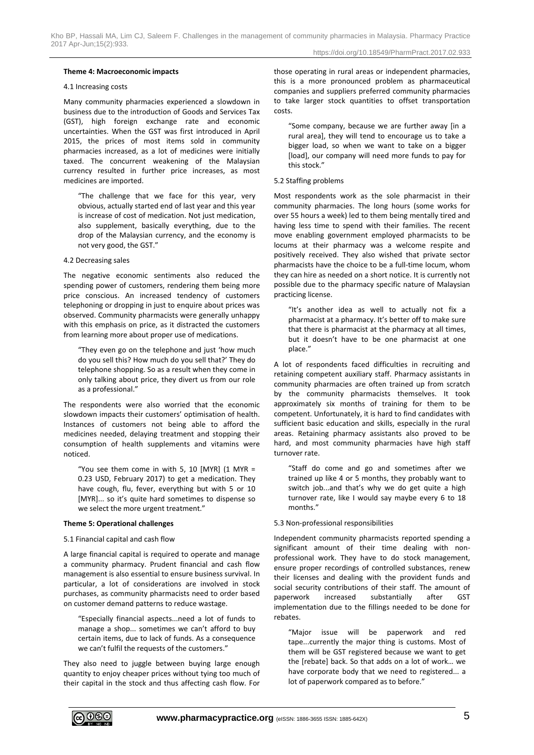**Theme 4: Macroeconomic impacts**

4.1 Increasing costs

Many community pharmacies experienced a slowdown in business due to the introduction of Goods and Services Tax (GST), high foreign exchange rate and economic uncertainties. When the GST was first introduced in April 2015, the prices of most items sold in community pharmacies increased, as a lot of medicines were initially taxed. The concurrent weakening of the Malaysian currency resulted in further price increases, as most medicines are imported.

> "The challenge that we face for this year, very obvious, actually started end of last year and this year is increase of cost of medication. Not just medication, also supplement, basically everything, due to the drop of the Malaysian currency, and the economy is not very good, the GST."

4.2 Decreasing sales

The negative economic sentiments also reduced the spending power of customers, rendering them being more price conscious. An increased tendency of customers telephoning or dropping in just to enquire about prices was observed. Community pharmacists were generally unhappy with this emphasis on price, as it distracted the customers from learning more about proper use of medications.

> "They even go on the telephone and just 'how much do you sell this? How much do you sell that?' They do telephone shopping. So as a result when they come in only talking about price, they divert us from our role as a professional."

The respondents were also worried that the economic slowdown impacts their customers' optimisation of health. Instances of customers not being able to afford the medicines needed, delaying treatment and stopping their consumption of health supplements and vitamins were noticed.

> "You see them come in with 5, 10 [MYR] (1 MYR = 0.23 USD, February 2017) to get a medication. They have cough, flu, fever, everything but with 5 or 10 [MYR]... so it's quite hard sometimes to dispense so we select the more urgent treatment."

**Theme 5: Operational challenges**

5.1 Financial capital and cash flow

A large financial capital is required to operate and manage a community pharmacy. Prudent financial and cash flow management is also essential to ensure business survival. In particular, a lot of considerations are involved in stock purchases, as community pharmacists need to order based on customer demand patterns to reduce wastage.

> "Especially financial aspects...need a lot of funds to manage a shop... sometimes we can't afford to buy certain items, due to lack of funds. As a consequence we can't fulfil the requests of the customers."

They also need to juggle between buying large enough quantity to enjoy cheaper prices without tying too much of their capital in the stock and thus affecting cash flow. For those operating in rural areas or independent pharmacies, this is a more pronounced problem as pharmaceutical companies and suppliers preferred community pharmacies to take larger stock quantities to offset transportation costs.

> "Some company, because we are further away [in a rural area], they will tend to encourage us to take a bigger load, so when we want to take on a bigger [load], our company will need more funds to pay for this stock."

5.2 Staffing problems

Most respondents work as the sole pharmacist in their community pharmacies. The long hours (some works for over 55 hours a week) led to them being mentally tired and having less time to spend with their families. The recent move enabling government employed pharmacists to be locums at their pharmacy was a welcome respite and positively received. They also wished that private sector pharmacists have the choice to be a full-time locum, whom they can hire as needed on a short notice. It is currently not possible due to the pharmacy specific nature of Malaysian practicing license.

> "It's another idea as well to actually not fix a pharmacist at a pharmacy. It's better off to make sure that there is pharmacist at the pharmacy at all times, but it doesn't have to be one pharmacist at one place."

A lot of respondents faced difficulties in recruiting and retaining competent auxiliary staff. Pharmacy assistants in community pharmacies are often trained up from scratch by the community pharmacists themselves. It took approximately six months of training for them to be competent. Unfortunately, it is hard to find candidates with sufficient basic education and skills, especially in the rural areas. Retaining pharmacy assistants also proved to be hard, and most community pharmacies have high staff turnover rate.

> "Staff do come and go and sometimes after we trained up like 4 or 5 months, they probably want to switch job...and that's why we do get quite a high turnover rate, like I would say maybe every 6 to 18 months."

5.3 Non-professional responsibilities

Independent community pharmacists reported spending a significant amount of their time dealing with non-professional work. They have to do stock management, ensure proper recordings of controlled substances, renew their licenses and dealing with the provident funds and social security contributions of their staff. The amount of paperwork increased substantially after GST implementation due to the fillings needed to be done for rebates.

> "Major issue will be paperwork and red tape...currently the major thing is customs. Most of them will be GST registered because we want to get the [rebate] back. So that adds on a lot of work… we have corporate body that we need to registered... a lot of paperwork compared as to before."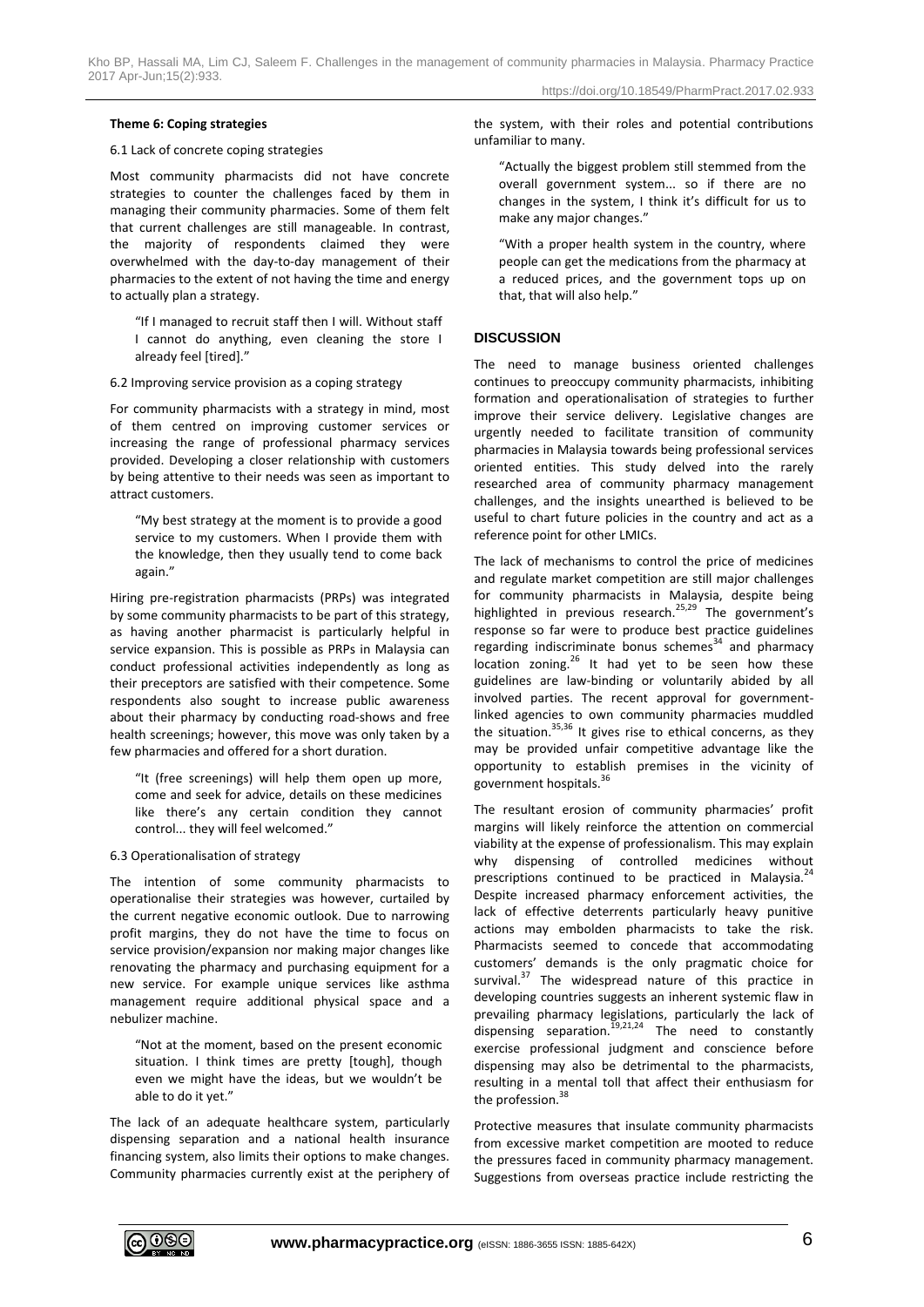**Theme 6: Coping strategies**

6.1 Lack of concrete coping strategies

Most community pharmacists did not have concrete strategies to counter the challenges faced by them in managing their community pharmacies. Some of them felt that current challenges are still manageable. In contrast, the majority of respondents claimed they were overwhelmed with the day-to-day management of their pharmacies to the extent of not having the time and energy to actually plan a strategy.

> "If I managed to recruit staff then I will. Without staff I cannot do anything, even cleaning the store I already feel [tired]."

6.2 Improving service provision as a coping strategy

For community pharmacists with a strategy in mind, most of them centred on improving customer services or increasing the range of professional pharmacy services provided. Developing a closer relationship with customers by being attentive to their needs was seen as important to attract customers.

> "My best strategy at the moment is to provide a good service to my customers. When I provide them with the knowledge, then they usually tend to come back again."

Hiring pre-registration pharmacists (PRPs) was integrated by some community pharmacists to be part of this strategy, as having another pharmacist is particularly helpful in service expansion. This is possible as PRPs in Malaysia can conduct professional activities independently as long as their preceptors are satisfied with their competence. Some respondents also sought to increase public awareness about their pharmacy by conducting road-shows and free health screenings; however, this move was only taken by a few pharmacies and offered for a short duration.

> "It (free screenings) will help them open up more, come and seek for advice, details on these medicines like there's any certain condition they cannot control... they will feel welcomed."

6.3 Operationalisation of strategy

The intention of some community pharmacists to operationalise their strategies was however, curtailed by the current negative economic outlook. Due to narrowing profit margins, they do not have the time to focus on service provision/expansion nor making major changes like renovating the pharmacy and purchasing equipment for a new service. For example unique services like asthma management require additional physical space and a nebulizer machine.

> "Not at the moment, based on the present economic situation. I think times are pretty [tough], though even we might have the ideas, but we wouldn't be able to do it yet."

The lack of an adequate healthcare system, particularly dispensing separation and a national health insurance financing system, also limits their options to make changes. Community pharmacies currently exist at the periphery of the system, with their roles and potential contributions unfamiliar to many.

> "Actually the biggest problem still stemmed from the overall government system... so if there are no changes in the system, I think it's difficult for us to make any major changes."

> "With a proper health system in the country, where people can get the medications from the pharmacy at a reduced prices, and the government tops up on that, that will also help."

## DISCUSSION

The need to manage business oriented challenges continues to preoccupy community pharmacists, inhibiting formation and operationalisation of strategies to further improve their service delivery. Legislative changes are urgently needed to facilitate transition of community pharmacies in Malaysia towards being professional services oriented entities. This study delved into the rarely researched area of community pharmacy management challenges, and the insights unearthed is believed to be useful to chart future policies in the country and act as a reference point for other LMICs.

The lack of mechanisms to control the price of medicines and regulate market competition are still major challenges for community pharmacists in Malaysia, despite being highlighted in previous research.[25,29] The government's response so far were to produce best practice guidelines regarding indiscriminate bonus schemes[34] and pharmacy location zoning.[26] It had yet to be seen how these guidelines are law-binding or voluntarily abided by all involved parties. The recent approval for government-linked agencies to own community pharmacies muddled the situation.[35,36] It gives rise to ethical concerns, as they may be provided unfair competitive advantage like the opportunity to establish premises in the vicinity of government hospitals.[36]

The resultant erosion of community pharmacies' profit margins will likely reinforce the attention on commercial viability at the expense of professionalism. This may explain why dispensing of controlled medicines without prescriptions continued to be practiced in Malaysia.[24] Despite increased pharmacy enforcement activities, the lack of effective deterrents particularly heavy punitive actions may embolden pharmacists to take the risk. Pharmacists seemed to concede that accommodating customers' demands is the only pragmatic choice for survival.[37] The widespread nature of this practice in developing countries suggests an inherent systemic flaw in prevailing pharmacy legislations, particularly the lack of dispensing separation.[19,21,24] The need to constantly exercise professional judgment and conscience before dispensing may also be detrimental to the pharmacists, resulting in a mental toll that affect their enthusiasm for the profession.[38]

Protective measures that insulate community pharmacists from excessive market competition are mooted to reduce the pressures faced in community pharmacy management. Suggestions from overseas practice include restricting the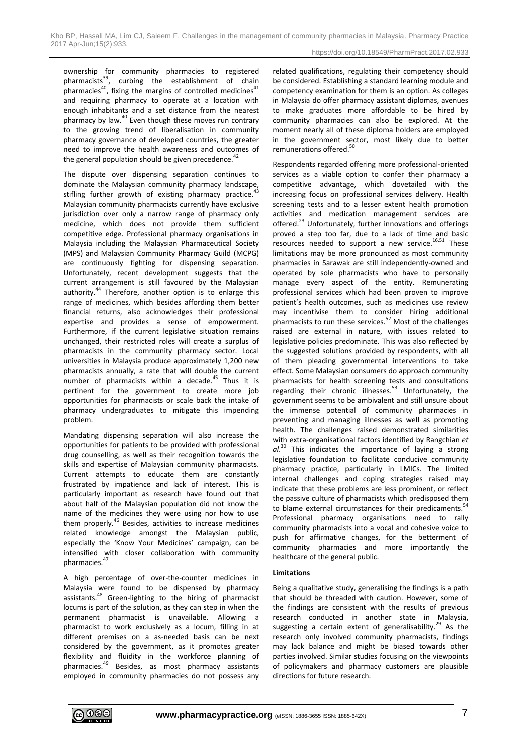ownership for community pharmacies to registered pharmacists[39], curbing the establishment of chain pharmacies[40], fixing the margins of controlled medicines[41] and requiring pharmacy to operate at a location with enough inhabitants and a set distance from the nearest pharmacy by law.[40] Even though these moves run contrary to the growing trend of liberalisation in community pharmacy governance of developed countries, the greater need to improve the health awareness and outcomes of the general population should be given precedence.[42]

The dispute over dispensing separation continues to dominate the Malaysian community pharmacy landscape, stifling further growth of existing pharmacy practice.[43] Malaysian community pharmacists currently have exclusive jurisdiction over only a narrow range of pharmacy only medicine, which does not provide them sufficient competitive edge. Professional pharmacy organisations in Malaysia including the Malaysian Pharmaceutical Society (MPS) and Malaysian Community Pharmacy Guild (MCPG) are continuously fighting for dispensing separation. Unfortunately, recent development suggests that the current arrangement is still favoured by the Malaysian authority.[44] Therefore, another option is to enlarge this range of medicines, which besides affording them better financial returns, also acknowledges their professional expertise and provides a sense of empowerment. Furthermore, if the current legislative situation remains unchanged, their restricted roles will create a surplus of pharmacists in the community pharmacy sector. Local universities in Malaysia produce approximately 1,200 new pharmacists annually, a rate that will double the current number of pharmacists within a decade.[45] Thus it is pertinent for the government to create more job opportunities for pharmacists or scale back the intake of pharmacy undergraduates to mitigate this impending problem.

Mandating dispensing separation will also increase the opportunities for patients to be provided with professional drug counselling, as well as their recognition towards the skills and expertise of Malaysian community pharmacists. Current attempts to educate them are constantly frustrated by impatience and lack of interest. This is particularly important as research have found out that about half of the Malaysian population did not know the name of the medicines they were using nor how to use them properly.[46] Besides, activities to increase medicines related knowledge amongst the Malaysian public, especially the 'Know Your Medicines' campaign, can be intensified with closer collaboration with community pharmacies.[47]

A high percentage of over-the-counter medicines in Malaysia were found to be dispensed by pharmacy assistants.[48] Green-lighting to the hiring of pharmacist locums is part of the solution, as they can step in when the permanent pharmacist is unavailable. Allowing a pharmacist to work exclusively as a locum, filling in at different premises on a as-needed basis can be next considered by the government, as it promotes greater flexibility and fluidity in the workforce planning of pharmacies.[49] Besides, as most pharmacy assistants employed in community pharmacies do not possess any related qualifications, regulating their competency should be considered. Establishing a standard learning module and competency examination for them is an option. As colleges in Malaysia do offer pharmacy assistant diplomas, avenues to make graduates more affordable to be hired by community pharmacies can also be explored. At the moment nearly all of these diploma holders are employed in the government sector, most likely due to better remunerations offered.[50]

Respondents regarded offering more professional-oriented services as a viable option to confer their pharmacy a competitive advantage, which dovetailed with the increasing focus on professional services delivery. Health screening tests and to a lesser extent health promotion activities and medication management services are offered.[23] Unfortunately, further innovations and offerings proved a step too far, due to a lack of time and basic resources needed to support a new service.[16,51] These limitations may be more pronounced as most community pharmacies in Sarawak are still independently-owned and operated by sole pharmacists who have to personally manage every aspect of the entity. Remunerating professional services which had been proven to improve patient's health outcomes, such as medicines use review may incentivise them to consider hiring additional pharmacists to run these services.[52] Most of the challenges raised are external in nature, with issues related to legislative policies predominate. This was also reflected by the suggested solutions provided by respondents, with all of them pleading governmental interventions to take effect. Some Malaysian consumers do approach community pharmacists for health screening tests and consultations regarding their chronic illnesses.[53] Unfortunately, the government seems to be ambivalent and still unsure about the immense potential of community pharmacies in preventing and managing illnesses as well as promoting health. The challenges raised demonstrated similarities with extra-organisational factors identified by Rangchian *et al.*[30] This indicates the importance of laying a strong legislative foundation to facilitate conducive community pharmacy practice, particularly in LMICs. The limited internal challenges and coping strategies raised may indicate that these problems are less prominent, or reflect the passive culture of pharmacists which predisposed them to blame external circumstances for their predicaments.[54] Professional pharmacy organisations need to rally community pharmacists into a vocal and cohesive voice to push for affirmative changes, for the betterment of community pharmacies and more importantly the healthcare of the general public.

**Limitations**

Being a qualitative study, generalising the findings is a path that should be threaded with caution. However, some of the findings are consistent with the results of previous research conducted in another state in Malaysia, suggesting a certain extent of generalisability.[29] As the research only involved community pharmacists, findings may lack balance and might be biased towards other parties involved. Similar studies focusing on the viewpoints of policymakers and pharmacy customers are plausible directions for future research.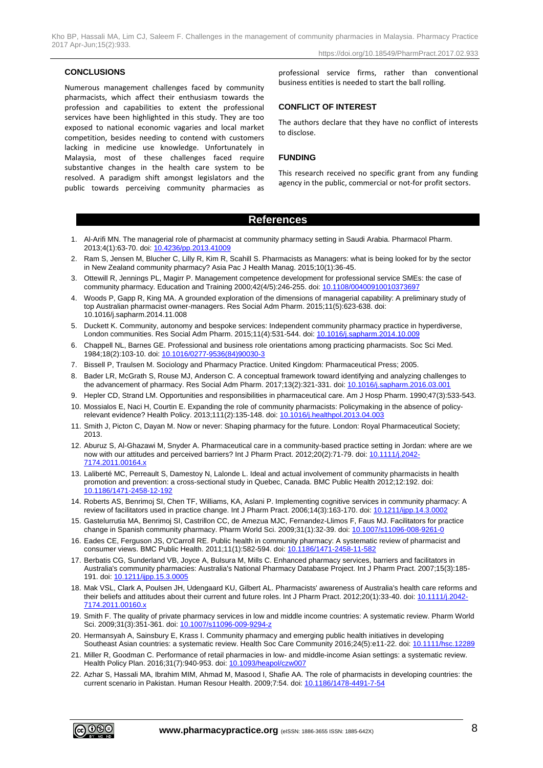## CONCLUSIONS

Numerous management challenges faced by community pharmacists, which affect their enthusiasm towards the profession and capabilities to extent the professional services have been highlighted in this study. They are too exposed to national economic vagaries and local market competition, besides needing to contend with customers lacking in medicine use knowledge. Unfortunately in Malaysia, most of these challenges faced require substantive changes in the health care system to be resolved. A paradigm shift amongst legislators and the public towards perceiving community pharmacies as professional service firms, rather than conventional business entities is needed to start the ball rolling.

## CONFLICT OF INTEREST

The authors declare that they have no conflict of interests to disclose.

## FUNDING

This research received no specific grant from any funding agency in the public, commercial or not-for profit sectors.

## References

1. Al-Arifi MN. The managerial role of pharmacist at community pharmacy setting in Saudi Arabia. Pharmacol Pharm. 2013;4(1):63-70. doi: 10.4236/pp.2013.41009
2. Ram S, Jensen M, Blucher C, Lilly R, Kim R, Scahill S. Pharmacists as Managers: what is being looked for by the sector in New Zealand community pharmacy? Asia Pac J Health Manag. 2015;10(1):36-45.
3. Ottewill R, Jennings PL, Magirr P. Management competence development for professional service SMEs: the case of community pharmacy. Education and Training 2000;42(4/5):246-255. doi: 10.1108/00400910010373697
4. Woods P, Gapp R, King MA. A grounded exploration of the dimensions of managerial capability: A preliminary study of top Australian pharmacist owner-managers. Res Social Adm Pharm. 2015;11(5):623-638. doi: 10.1016/j.sapharm.2014.11.008
5. Duckett K. Community, autonomy and bespoke services: Independent community pharmacy practice in hyperdiverse, London communities. Res Social Adm Pharm. 2015;11(4):531-544. doi: 10.1016/j.sapharm.2014.10.009
6. Chappell NL, Barnes GE. Professional and business role orientations among practicing pharmacists. Soc Sci Med. 1984;18(2):103-10. doi: 10.1016/0277-9536(84)90030-3
7. Bissell P, Traulsen M. Sociology and Pharmacy Practice. United Kingdom: Pharmaceutical Press; 2005.
8. Bader LR, McGrath S, Rouse MJ, Anderson C. A conceptual framework toward identifying and analyzing challenges to the advancement of pharmacy. Res Social Adm Pharm. 2017;13(2):321-331. doi: 10.1016/j.sapharm.2016.03.001
9. Hepler CD, Strand LM. Opportunities and responsibilities in pharmaceutical care. Am J Hosp Pharm. 1990;47(3):533-543.
10. Mossialos E, Naci H, Courtin E. Expanding the role of community pharmacists: Policymaking in the absence of policy-relevant evidence? Health Policy. 2013;111(2):135-148. doi: 10.1016/j.healthpol.2013.04.003
11. Smith J, Picton C, Dayan M. Now or never: Shaping pharmacy for the future. London: Royal Pharmaceutical Society; 2013.
12. Aburuz S, Al-Ghazawi M, Snyder A. Pharmaceutical care in a community-based practice setting in Jordan: where are we now with our attitudes and perceived barriers? Int J Pharm Pract. 2012;20(2):71-79. doi: 10.1111/j.2042-7174.2011.00164.x
13. Laliberté MC, Perreault S, Damestoy N, Lalonde L. Ideal and actual involvement of community pharmacists in health promotion and prevention: a cross-sectional study in Quebec, Canada. BMC Public Health 2012;12:192. doi: 10.1186/1471-2458-12-192
14. Roberts AS, Benrimoj SI, Chen TF, Williams, KA, Aslani P. Implementing cognitive services in community pharmacy: A review of facilitators used in practice change. Int J Pharm Pract. 2006;14(3):163-170. doi: 10.1211/ijpp.14.3.0002
15. Gastelurrutia MA, Benrimoj SI, Castrillon CC, de Amezua MJC, Fernandez-Llimos F, Faus MJ. Facilitators for practice change in Spanish community pharmacy. Pharm World Sci. 2009;31(1):32-39. doi: 10.1007/s11096-008-9261-0
16. Eades CE, Ferguson JS, O'Carroll RE. Public health in community pharmacy: A systematic review of pharmacist and consumer views. BMC Public Health. 2011;11(1):582-594. doi: 10.1186/1471-2458-11-582
17. Berbatis CG, Sunderland VB, Joyce A, Bulsura M, Mills C. Enhanced pharmacy services, barriers and facilitators in Australia's community pharmacies: Australia's National Pharmacy Database Project. Int J Pharm Pract. 2007;15(3):185-191. doi: 10.1211/ijpp.15.3.0005
18. Mak VSL, Clark A, Poulsen JH, Udengaard KU, Gilbert AL. Pharmacists' awareness of Australia's health care reforms and their beliefs and attitudes about their current and future roles. Int J Pharm Pract. 2012;20(1):33-40. doi: 10.1111/j.2042-7174.2011.00160.x
19. Smith F. The quality of private pharmacy services in low and middle income countries: A systematic review. Pharm World Sci. 2009;31(3):351-361. doi: 10.1007/s11096-009-9294-z
20. Hermansyah A, Sainsbury E, Krass I. Community pharmacy and emerging public health initiatives in developing Southeast Asian countries: a systematic review. Health Soc Care Community 2016;24(5):e11-22. doi: 10.1111/hsc.12289
21. Miller R, Goodman C. Performance of retail pharmacies in low- and middle-income Asian settings: a systematic review. Health Policy Plan. 2016;31(7):940-953. doi: 10.1093/heapol/czw007
22. Azhar S, Hassali MA, Ibrahim MIM, Ahmad M, Masood I, Shafie AA. The role of pharmacists in developing countries: the current scenario in Pakistan. Human Resour Health. 2009;7:54. doi: 10.1186/1478-4491-7-54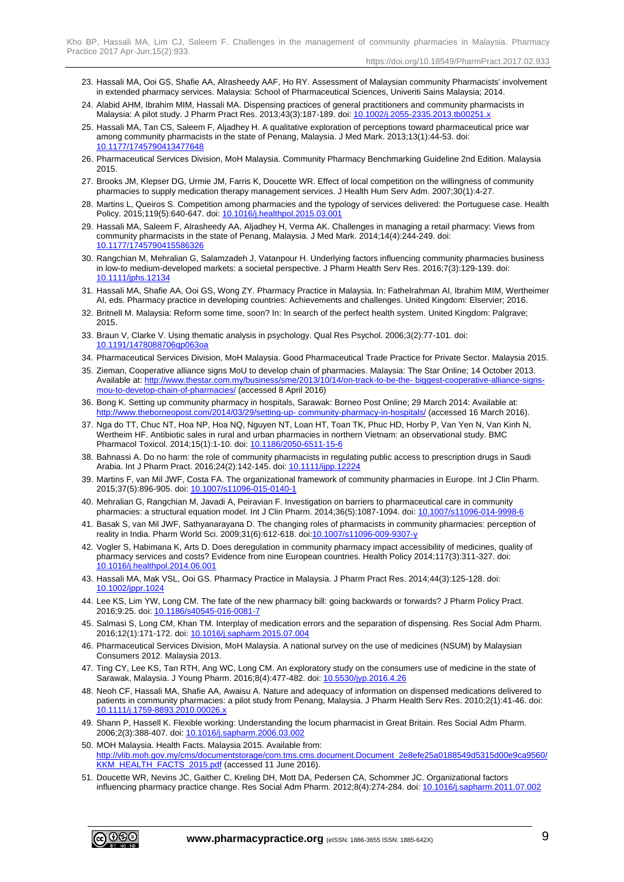23. Hassali MA, Ooi GS, Shafie AA, Alrasheedy AAF, Ho RY. Assessment of Malaysian community Pharmacists' involvement in extended pharmacy services. Malaysia: School of Pharmaceutical Sciences, Univeriti Sains Malaysia; 2014.
24. Alabid AHM, Ibrahim MIM, Hassali MA. Dispensing practices of general practitioners and community pharmacists in Malaysia: A pilot study. J Pharm Pract Res. 2013;43(3):187-189. doi: 10.1002/j.2055-2335.2013.tb00251.x
25. Hassali MA, Tan CS, Saleem F, Aljadhey H. A qualitative exploration of perceptions toward pharmaceutical price war among community pharmacists in the state of Penang, Malaysia. J Med Mark. 2013;13(1):44-53. doi: 10.1177/1745790413477648
26. Pharmaceutical Services Division, MoH Malaysia. Community Pharmacy Benchmarking Guideline 2nd Edition. Malaysia 2015.
27. Brooks JM, Klepser DG, Urmie JM, Farris K, Doucette WR. Effect of local competition on the willingness of community pharmacies to supply medication therapy management services. J Health Hum Serv Adm. 2007;30(1):4-27.
28. Martins L, Queiros S. Competition among pharmacies and the typology of services delivered: the Portuguese case. Health Policy. 2015;119(5):640-647. doi: 10.1016/j.healthpol.2015.03.001
29. Hassali MA, Saleem F, Alrasheedy AA, Aljadhey H, Verma AK. Challenges in managing a retail pharmacy: Views from community pharmacists in the state of Penang, Malaysia. J Med Mark. 2014;14(4):244-249. doi: 10.1177/1745790415586326
30. Rangchian M, Mehralian G, Salamzadeh J, Vatanpour H. Underlying factors influencing community pharmacies business in low-to medium-developed markets: a societal perspective. J Pharm Health Serv Res. 2016;7(3):129-139. doi: 10.1111/jphs.12134
31. Hassali MA, Shafie AA, Ooi GS, Wong ZY. Pharmacy Practice in Malaysia. In: Fathelrahman AI, Ibrahim MIM, Wertheimer AI, eds. Pharmacy practice in developing countries: Achievements and challenges. United Kingdom: Elservier; 2016.
32. Britnell M. Malaysia: Reform some time, soon? In: In search of the perfect health system. United Kingdom: Palgrave; 2015.
33. Braun V, Clarke V. Using thematic analysis in psychology. Qual Res Psychol. 2006;3(2):77-101. doi: 10.1191/1478088706qp063oa
34. Pharmaceutical Services Division, MoH Malaysia. Good Pharmaceutical Trade Practice for Private Sector. Malaysia 2015.
35. Zieman, Cooperative alliance signs MoU to develop chain of pharmacies. Malaysia: The Star Online; 14 October 2013. Available at: http://www.thestar.com.my/business/sme/2013/10/14/on-track-to-be-the- biggest-cooperative-alliance-signs-mou-to-develop-chain-of-pharmacies/ (accessed 8 April 2016)
36. Bong K. Setting up community pharmacy in hospitals, Sarawak: Borneo Post Online; 29 March 2014: Available at: http://www.theborneopost.com/2014/03/29/setting-up- community-pharmacy-in-hospitals/ (accessed 16 March 2016).
37. Nga do TT, Chuc NT, Hoa NP, Hoa NQ, Nguyen NT, Loan HT, Toan TK, Phuc HD, Horby P, Van Yen N, Van Kinh N, Wertheim HF. Antibiotic sales in rural and urban pharmacies in northern Vietnam: an observational study. BMC Pharmacol Toxicol. 2014;15(1):1-10. doi: 10.1186/2050-6511-15-6
38. Bahnassi A. Do no harm: the role of community pharmacists in regulating public access to prescription drugs in Saudi Arabia. Int J Pharm Pract. 2016;24(2):142-145. doi: 10.1111/ijpp.12224
39. Martins F, van Mil JWF, Costa FA. The organizational framework of community pharmacies in Europe. Int J Clin Pharm. 2015;37(5):896-905. doi: 10.1007/s11096-015-0140-1
40. Mehralian G, Rangchian M, Javadi A, Peiravian F. Investigation on barriers to pharmaceutical care in community pharmacies: a structural equation model. Int J Clin Pharm. 2014;36(5):1087-1094. doi: 10.1007/s11096-014-9998-6
41. Basak S, van Mil JWF, Sathyanarayana D. The changing roles of pharmacists in community pharmacies: perception of reality in India. Pharm World Sci. 2009;31(6):612-618. doi:10.1007/s11096-009-9307-y
42. Vogler S, Habimana K, Arts D. Does deregulation in community pharmacy impact accessibility of medicines, quality of pharmacy services and costs? Evidence from nine European countries. Health Policy 2014;117(3):311-327. doi: 10.1016/j.healthpol.2014.06.001
43. Hassali MA, Mak VSL, Ooi GS. Pharmacy Practice in Malaysia. J Pharm Pract Res. 2014;44(3):125-128. doi: 10.1002/jppr.1024
44. Lee KS, Lim YW, Long CM. The fate of the new pharmacy bill: going backwards or forwards? J Pharm Policy Pract. 2016;9:25. doi: 10.1186/s40545-016-0081-7
45. Salmasi S, Long CM, Khan TM. Interplay of medication errors and the separation of dispensing. Res Social Adm Pharm. 2016;12(1):171-172. doi: 10.1016/j.sapharm.2015.07.004
46. Pharmaceutical Services Division, MoH Malaysia. A national survey on the use of medicines (NSUM) by Malaysian Consumers 2012. Malaysia 2013.
47. Ting CY, Lee KS, Tan RTH, Ang WC, Long CM. An exploratory study on the consumers use of medicine in the state of Sarawak, Malaysia. J Young Pharm. 2016;8(4):477-482. doi: 10.5530/jyp.2016.4.26
48. Neoh CF, Hassali MA, Shafie AA, Awaisu A. Nature and adequacy of information on dispensed medications delivered to patients in community pharmacies: a pilot study from Penang, Malaysia. J Pharm Health Serv Res. 2010;2(1):41-46. doi: 10.1111/j.1759-8893.2010.00026.x
49. Shann P, Hassell K. Flexible working: Understanding the locum pharmacist in Great Britain. Res Social Adm Pharm. 2006;2(3):388-407. doi: 10.1016/j.sapharm.2006.03.002
50. MOH Malaysia. Health Facts. Malaysia 2015. Available from: http://vlib.moh.gov.my/cms/documentstorage/com.tms.cms.document.Document_2e8efe25a0188549d5315d00e9ca9560/KKM_HEALTH_FACTS_2015.pdf (accessed 11 June 2016).
51. Doucette WR, Nevins JC, Gaither C, Kreling DH, Mott DA, Pedersen CA, Schommer JC. Organizational factors influencing pharmacy practice change. Res Social Adm Pharm. 2012;8(4):274-284. doi: 10.1016/j.sapharm.2011.07.002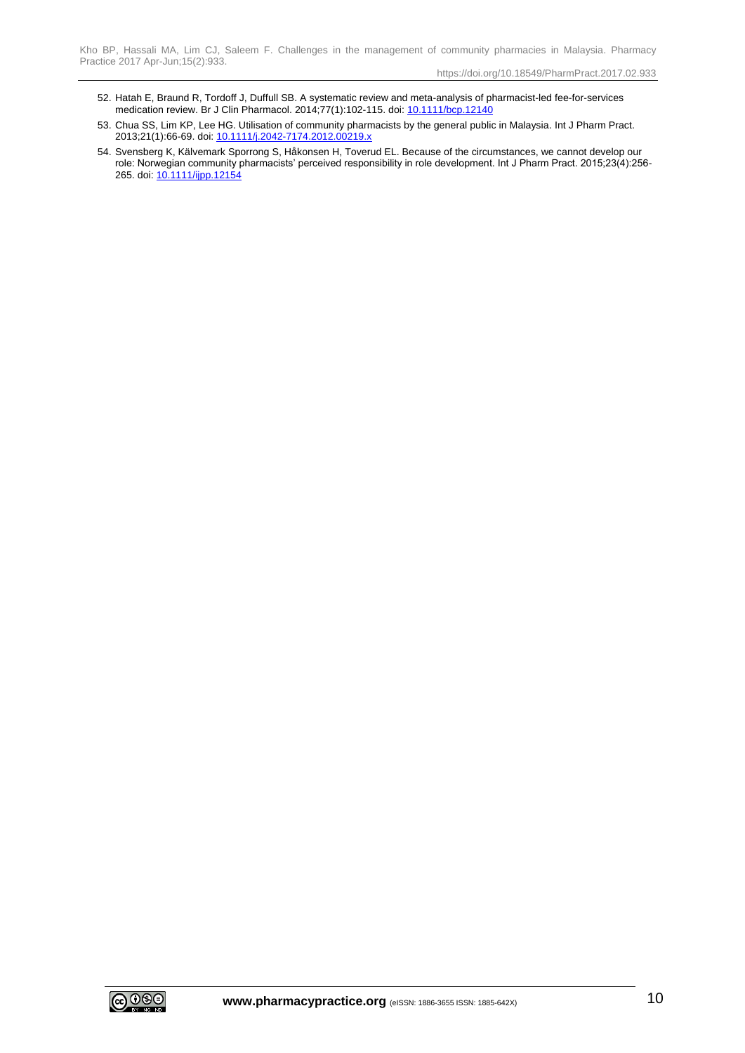52. Hatah E, Braund R, Tordoff J, Duffull SB. A systematic review and meta-analysis of pharmacist-led fee-for-services medication review. Br J Clin Pharmacol. 2014;77(1):102-115. doi: 10.1111/bcp.12140
53. Chua SS, Lim KP, Lee HG. Utilisation of community pharmacists by the general public in Malaysia. Int J Pharm Pract. 2013;21(1):66-69. doi: 10.1111/j.2042-7174.2012.00219.x
54. Svensberg K, Kälvemark Sporrong S, Håkonsen H, Toverud EL. Because of the circumstances, we cannot develop our role: Norwegian community pharmacists' perceived responsibility in role development. Int J Pharm Pract. 2015;23(4):256-265. doi: 10.1111/ijpp.12154